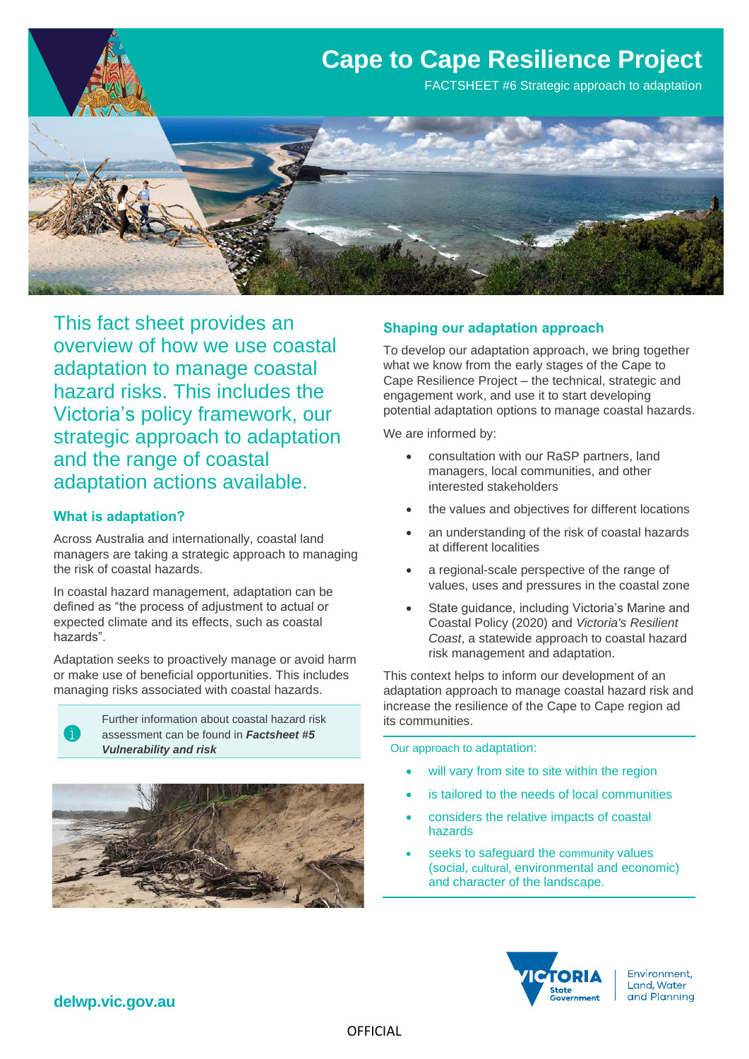# Cape to Cape Resilience Project

FACTSHEET #6 Strategic approach to adaptation

This fact sheet provides an overview of how we use coastal adaptation to manage coastal hazard risks. This includes the Victoria's policy framework, our strategic approach to adaptation and the range of coastal adaptation actions available.

## What is adaptation?

Across Australia and internationally, coastal land managers are taking a strategic approach to managing the risk of coastal hazards.

In coastal hazard management, adaptation can be defined as "the process of adjustment to actual or expected climate and its effects, such as coastal hazards".

Adaptation seeks to proactively manage or avoid harm or make use of beneficial opportunities. This includes managing risks associated with coastal hazards.

> Further information about coastal hazard risk assessment can be found in ***Factsheet #5 Vulnerability and risk***

## Shaping our adaptation approach

To develop our adaptation approach, we bring together what we know from the early stages of the Cape to Cape Resilience Project – the technical, strategic and engagement work, and use it to start developing potential adaptation options to manage coastal hazards.

We are informed by:

- consultation with our RaSP partners, land managers, local communities, and other interested stakeholders
- the values and objectives for different locations
- an understanding of the risk of coastal hazards at different localities
- a regional-scale perspective of the range of values, uses and pressures in the coastal zone
- State guidance, including Victoria's Marine and Coastal Policy (2020) and *Victoria's Resilient Coast*, a statewide approach to coastal hazard risk management and adaptation.

This context helps to inform our development of an adaptation approach to manage coastal hazard risk and increase the resilience of the Cape to Cape region ad its communities.

Our approach to adaptation:

- will vary from site to site within the region
- is tailored to the needs of local communities
- considers the relative impacts of coastal hazards
- seeks to safeguard the community values (social, cultural, environmental and economic) and character of the landscape.

delwp.vic.gov.au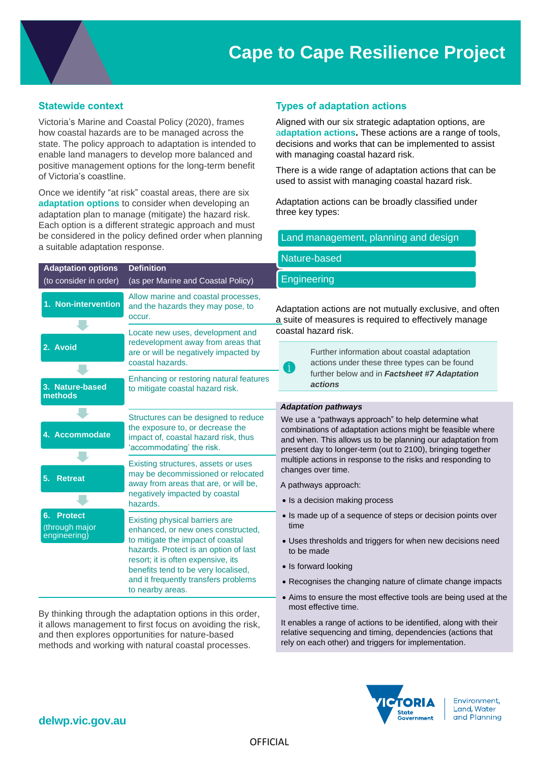# Cape to Cape Resilience Project

## Statewide context

Victoria's Marine and Coastal Policy (2020), frames how coastal hazards are to be managed across the state. The policy approach to adaptation is intended to enable land managers to develop more balanced and positive management options for the long-term benefit of Victoria's coastline.

Once we identify "at risk" coastal areas, there are six **adaptation options** to consider when developing an adaptation plan to manage (mitigate) the hazard risk. Each option is a different strategic approach and must be considered in the policy defined order when planning a suitable adaptation response.

| Adaptation options (to consider in order) | Definition (as per Marine and Coastal Policy) |
|---|---|
| **1. Non-intervention** | Allow marine and coastal processes, and the hazards they may pose, to occur. |
| **2. Avoid** | Locate new uses, development and redevelopment away from areas that are or will be negatively impacted by coastal hazards. |
| **3. Nature-based methods** | Enhancing or restoring natural features to mitigate coastal hazard risk. |
| **4. Accommodate** | Structures can be designed to reduce the exposure to, or decrease the impact of, coastal hazard risk, thus 'accommodating' the risk. |
| **5. Retreat** | Existing structures, assets or uses may be decommissioned or relocated away from areas that are, or will be, negatively impacted by coastal hazards. |
| **6. Protect** (through major engineering) | Existing physical barriers are enhanced, or new ones constructed, to mitigate the impact of coastal hazards. Protect is an option of last resort; it is often expensive, its benefits tend to be very localised, and it frequently transfers problems to nearby areas. |

By thinking through the adaptation options in this order, it allows management to first focus on avoiding the risk, and then explores opportunities for nature-based methods and working with natural coastal processes.

## Types of adaptation actions

Aligned with our six strategic adaptation options, are **adaptation actions.** These actions are a range of tools, decisions and works that can be implemented to assist with managing coastal hazard risk.

There is a wide range of adaptation actions that can be used to assist with managing coastal hazard risk.

Adaptation actions can be broadly classified under three key types:

- Land management, planning and design
- Nature-based
- Engineering

Adaptation actions are not mutually exclusive, and often a suite of measures is required to effectively manage coastal hazard risk.

> Further information about coastal adaptation actions under these three types can be found further below and in ***Factsheet #7 Adaptation actions***

***Adaptation pathways***

We use a "pathways approach" to help determine what combinations of adaptation actions might be feasible where and when. This allows us to be planning our adaptation from present day to longer-term (out to 2100), bringing together multiple actions in response to the risks and responding to changes over time.

A pathways approach:

- Is a decision making process
- Is made up of a sequence of steps or decision points over time
- Uses thresholds and triggers for when new decisions need to be made
- Is forward looking
- Recognises the changing nature of climate change impacts
- Aims to ensure the most effective tools are being used at the most effective time.

It enables a range of actions to be identified, along with their relative sequencing and timing, dependencies (actions that rely on each other) and triggers for implementation.

delwp.vic.gov.au

OFFICIAL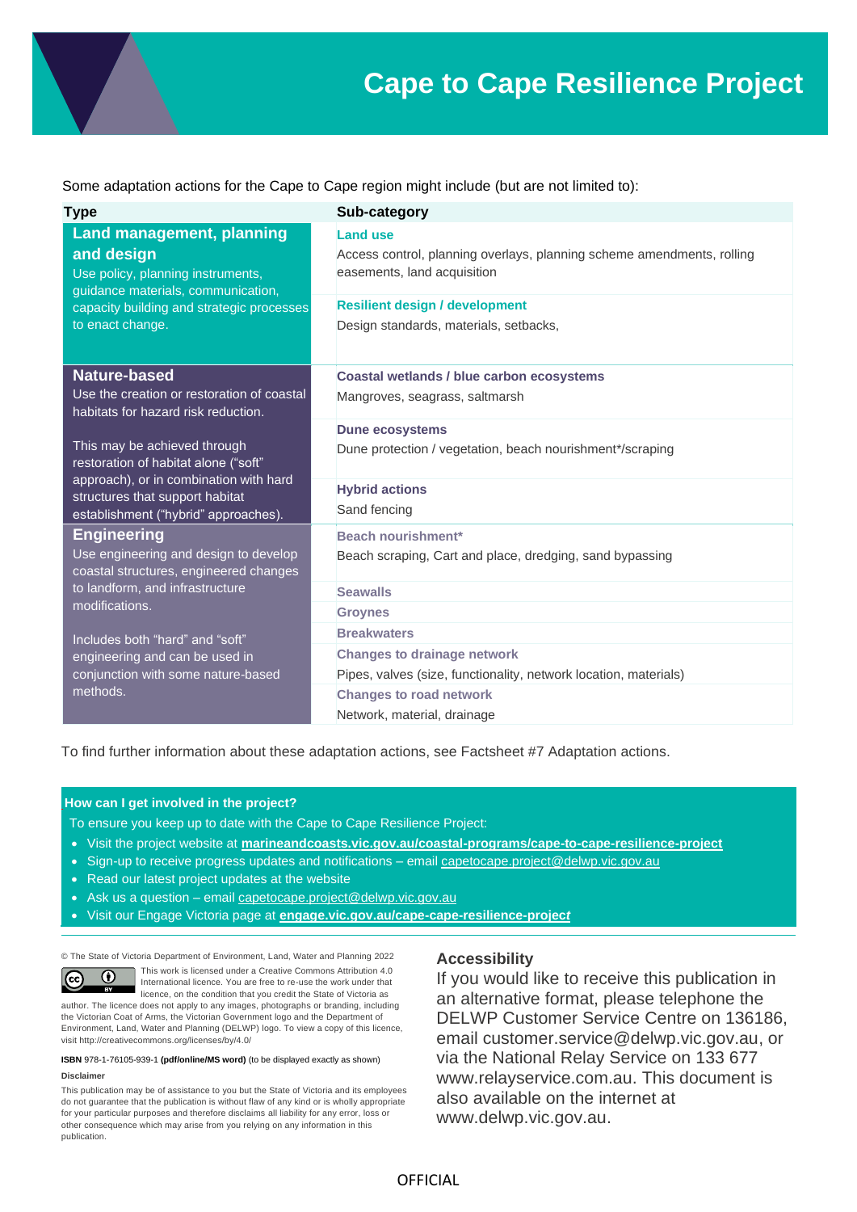# Cape to Cape Resilience Project

Some adaptation actions for the Cape to Cape region might include (but are not limited to):

| Type | Sub-category |
|---|---|
| **Land management, planning and design**<br>Use policy, planning instruments, guidance materials, communication, capacity building and strategic processes to enact change. | **Land use**<br>Access control, planning overlays, planning scheme amendments, rolling easements, land acquisition |
| | **Resilient design / development**<br>Design standards, materials, setbacks, |
| **Nature-based**<br>Use the creation or restoration of coastal habitats for hazard risk reduction.<br><br>This may be achieved through restoration of habitat alone ("soft" approach), or in combination with hard structures that support habitat establishment ("hybrid" approaches). | **Coastal wetlands / blue carbon ecosystems**<br>Mangroves, seagrass, saltmarsh |
| | **Dune ecosystems**<br>Dune protection / vegetation, beach nourishment*/scraping |
| | **Hybrid actions**<br>Sand fencing |
| **Engineering**<br>Use engineering and design to develop coastal structures, engineered changes to landform, and infrastructure modifications.<br><br>Includes both "hard" and "soft" engineering and can be used in conjunction with some nature-based methods. | **Beach nourishment***<br>Beach scraping, Cart and place, dredging, sand bypassing |
| | **Seawalls** |
| | **Groynes** |
| | **Breakwaters** |
| | **Changes to drainage network**<br>Pipes, valves (size, functionality, network location, materials) |
| | **Changes to road network**<br>Network, material, drainage |

To find further information about these adaptation actions, see Factsheet #7 Adaptation actions.

**How can I get involved in the project?**

To ensure you keep up to date with the Cape to Cape Resilience Project:

- Visit the project website at **marineandcoasts.vic.gov.au/coastal-programs/cape-to-cape-resilience-project**
- Sign-up to receive progress updates and notifications – email capetocape.project@delwp.vic.gov.au
- Read our latest project updates at the website
- Ask us a question – email capetocape.project@delwp.vic.gov.au
- Visit our Engage Victoria page at **engage.vic.gov.au/cape-cape-resilience-project**

© The State of Victoria Department of Environment, Land, Water and Planning 2022

This work is licensed under a Creative Commons Attribution 4.0 International licence. You are free to re-use the work under that licence, on the condition that you credit the State of Victoria as author. The licence does not apply to any images, photographs or branding, including the Victorian Coat of Arms, the Victorian Government logo and the Department of Environment, Land, Water and Planning (DELWP) logo. To view a copy of this licence, visit http://creativecommons.org/licenses/by/4.0/

**ISBN** 978-1-76105-939-1 **(pdf/online/MS word)** (to be displayed exactly as shown)

**Disclaimer**

This publication may be of assistance to you but the State of Victoria and its employees do not guarantee that the publication is without flaw of any kind or is wholly appropriate for your particular purposes and therefore disclaims all liability for any error, loss or other consequence which may arise from you relying on any information in this publication.

## Accessibility

If you would like to receive this publication in an alternative format, please telephone the DELWP Customer Service Centre on 136186, email customer.service@delwp.vic.gov.au, or via the National Relay Service on 133 677 www.relayservice.com.au. This document is also available on the internet at www.delwp.vic.gov.au.

OFFICIAL